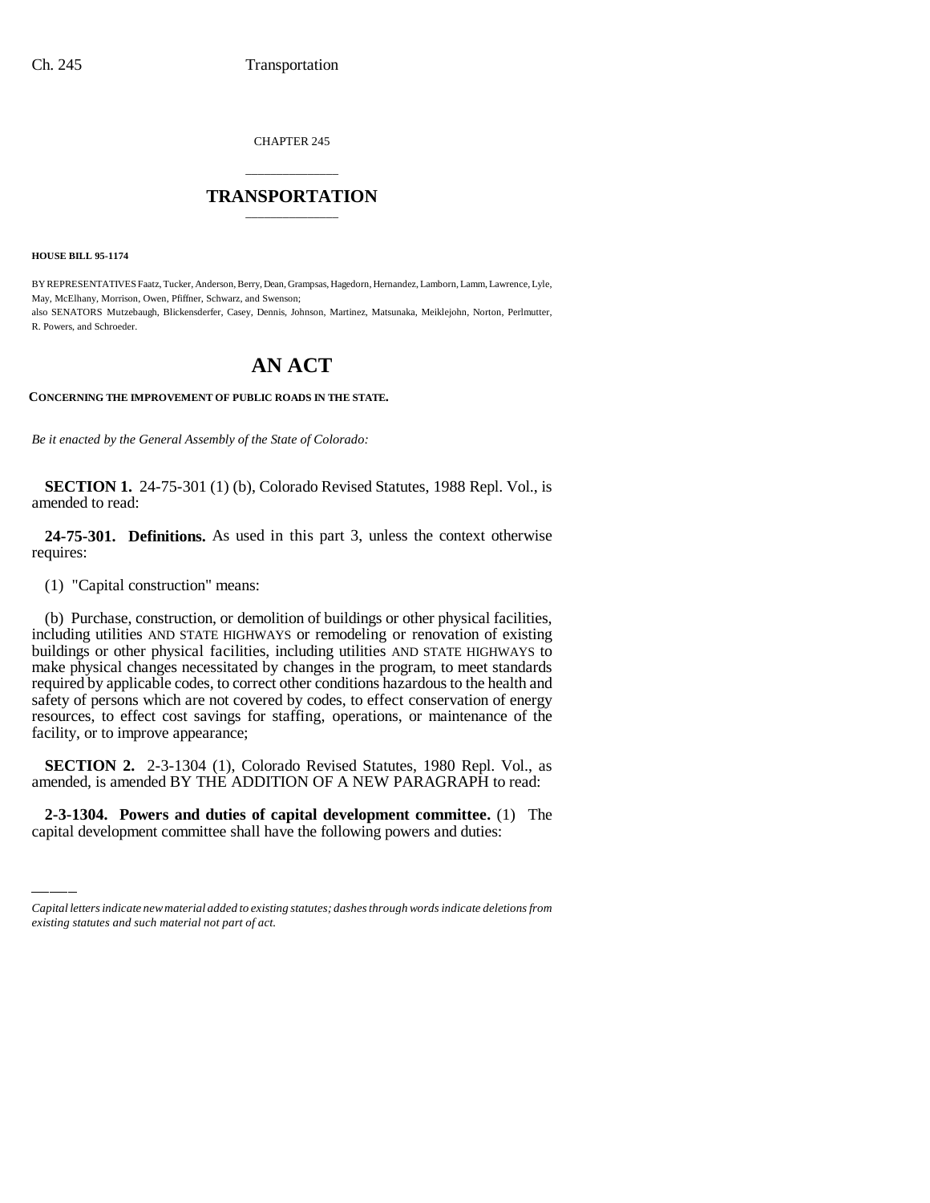CHAPTER 245

# TRANSPORTATION

**HOUSE BILL 95-1174**

BY REPRESENTATIVES Faatz, Tucker, Anderson, Berry, Dean, Grampsas, Hagedorn, Hernandez, Lamborn, Lamm, Lawrence, Lyle, May, McElhany, Morrison, Owen, Pfiffner, Schwarz, and Swenson;
also SENATORS Mutzebaugh, Blickensderfer, Casey, Dennis, Johnson, Martinez, Matsunaka, Meiklejohn, Norton, Perlmutter, R. Powers, and Schroeder.

# AN ACT

**CONCERNING THE IMPROVEMENT OF PUBLIC ROADS IN THE STATE.**

*Be it enacted by the General Assembly of the State of Colorado:*

**SECTION 1.** 24-75-301 (1) (b), Colorado Revised Statutes, 1988 Repl. Vol., is amended to read:

**24-75-301. Definitions.** As used in this part 3, unless the context otherwise requires:

(1) "Capital construction" means:

(b) Purchase, construction, or demolition of buildings or other physical facilities, including utilities AND STATE HIGHWAYS or remodeling or renovation of existing buildings or other physical facilities, including utilities AND STATE HIGHWAYS to make physical changes necessitated by changes in the program, to meet standards required by applicable codes, to correct other conditions hazardous to the health and safety of persons which are not covered by codes, to effect conservation of energy resources, to effect cost savings for staffing, operations, or maintenance of the facility, or to improve appearance;

**SECTION 2.** 2-3-1304 (1), Colorado Revised Statutes, 1980 Repl. Vol., as amended, is amended BY THE ADDITION OF A NEW PARAGRAPH to read:

**2-3-1304. Powers and duties of capital development committee.** (1) The capital development committee shall have the following powers and duties:

*Capital letters indicate new material added to existing statutes; dashes through words indicate deletions from existing statutes and such material not part of act.*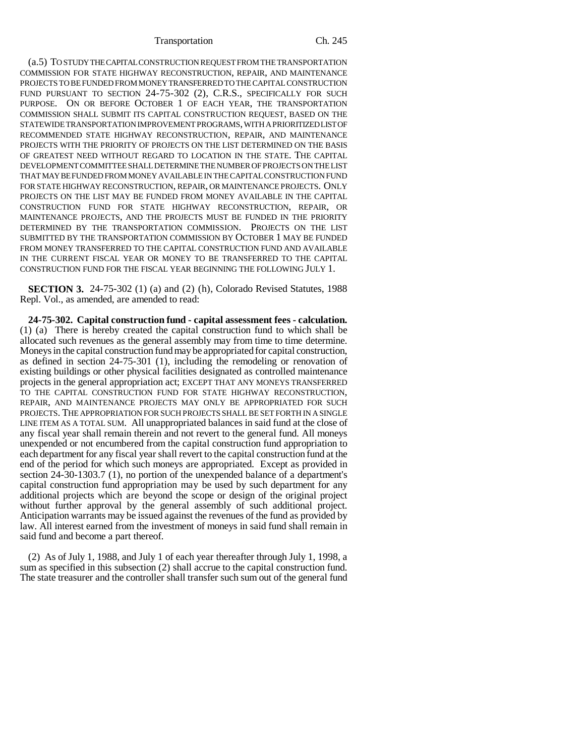(a.5) TO STUDY THE CAPITAL CONSTRUCTION REQUEST FROM THE TRANSPORTATION COMMISSION FOR STATE HIGHWAY RECONSTRUCTION, REPAIR, AND MAINTENANCE PROJECTS TO BE FUNDED FROM MONEY TRANSFERRED TO THE CAPITAL CONSTRUCTION FUND PURSUANT TO SECTION 24-75-302 (2), C.R.S., SPECIFICALLY FOR SUCH PURPOSE. ON OR BEFORE OCTOBER 1 OF EACH YEAR, THE TRANSPORTATION COMMISSION SHALL SUBMIT ITS CAPITAL CONSTRUCTION REQUEST, BASED ON THE STATEWIDE TRANSPORTATION IMPROVEMENT PROGRAMS, WITH A PRIORITIZED LIST OF RECOMMENDED STATE HIGHWAY RECONSTRUCTION, REPAIR, AND MAINTENANCE PROJECTS WITH THE PRIORITY OF PROJECTS ON THE LIST DETERMINED ON THE BASIS OF GREATEST NEED WITHOUT REGARD TO LOCATION IN THE STATE. THE CAPITAL DEVELOPMENT COMMITTEE SHALL DETERMINE THE NUMBER OF PROJECTS ON THE LIST THAT MAY BE FUNDED FROM MONEY AVAILABLE IN THE CAPITAL CONSTRUCTION FUND FOR STATE HIGHWAY RECONSTRUCTION, REPAIR, OR MAINTENANCE PROJECTS. ONLY PROJECTS ON THE LIST MAY BE FUNDED FROM MONEY AVAILABLE IN THE CAPITAL CONSTRUCTION FUND FOR STATE HIGHWAY RECONSTRUCTION, REPAIR, OR MAINTENANCE PROJECTS, AND THE PROJECTS MUST BE FUNDED IN THE PRIORITY DETERMINED BY THE TRANSPORTATION COMMISSION. PROJECTS ON THE LIST SUBMITTED BY THE TRANSPORTATION COMMISSION BY OCTOBER 1 MAY BE FUNDED FROM MONEY TRANSFERRED TO THE CAPITAL CONSTRUCTION FUND AND AVAILABLE IN THE CURRENT FISCAL YEAR OR MONEY TO BE TRANSFERRED TO THE CAPITAL CONSTRUCTION FUND FOR THE FISCAL YEAR BEGINNING THE FOLLOWING JULY 1.

**SECTION 3.** 24-75-302 (1) (a) and (2) (h), Colorado Revised Statutes, 1988 Repl. Vol., as amended, are amended to read:

**24-75-302. Capital construction fund - capital assessment fees - calculation.** (1) (a) There is hereby created the capital construction fund to which shall be allocated such revenues as the general assembly may from time to time determine. Moneys in the capital construction fund may be appropriated for capital construction, as defined in section 24-75-301 (1), including the remodeling or renovation of existing buildings or other physical facilities designated as controlled maintenance projects in the general appropriation act; EXCEPT THAT ANY MONEYS TRANSFERRED TO THE CAPITAL CONSTRUCTION FUND FOR STATE HIGHWAY RECONSTRUCTION, REPAIR, AND MAINTENANCE PROJECTS MAY ONLY BE APPROPRIATED FOR SUCH PROJECTS. THE APPROPRIATION FOR SUCH PROJECTS SHALL BE SET FORTH IN A SINGLE LINE ITEM AS A TOTAL SUM. All unappropriated balances in said fund at the close of any fiscal year shall remain therein and not revert to the general fund. All moneys unexpended or not encumbered from the capital construction fund appropriation to each department for any fiscal year shall revert to the capital construction fund at the end of the period for which such moneys are appropriated. Except as provided in section 24-30-1303.7 (1), no portion of the unexpended balance of a department's capital construction fund appropriation may be used by such department for any additional projects which are beyond the scope or design of the original project without further approval by the general assembly of such additional project. Anticipation warrants may be issued against the revenues of the fund as provided by law. All interest earned from the investment of moneys in said fund shall remain in said fund and become a part thereof.

(2) As of July 1, 1988, and July 1 of each year thereafter through July 1, 1998, a sum as specified in this subsection (2) shall accrue to the capital construction fund. The state treasurer and the controller shall transfer such sum out of the general fund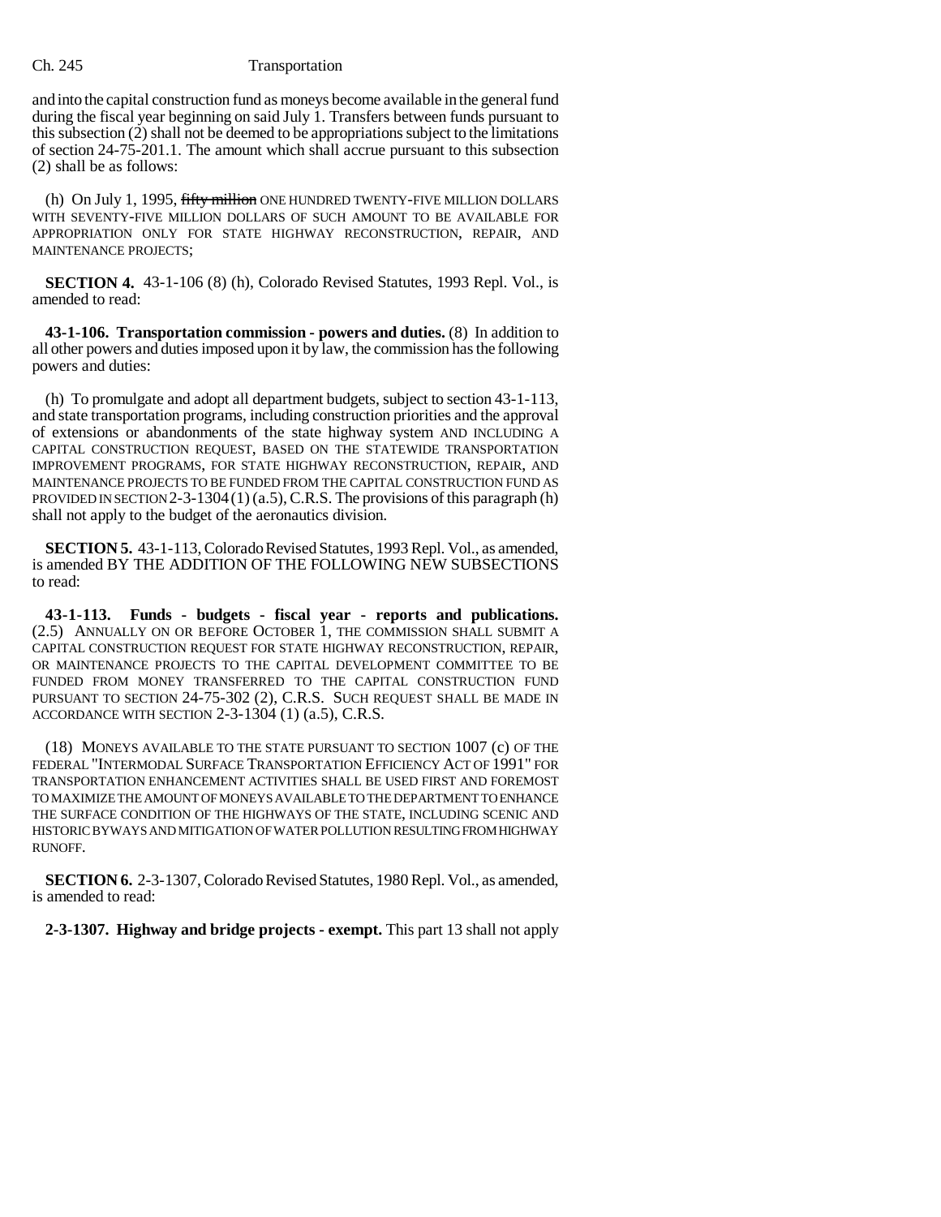and into the capital construction fund as moneys become available in the general fund during the fiscal year beginning on said July 1. Transfers between funds pursuant to this subsection (2) shall not be deemed to be appropriations subject to the limitations of section 24-75-201.1. The amount which shall accrue pursuant to this subsection (2) shall be as follows:

(h) On July 1, 1995, ~~fifty million~~ ONE HUNDRED TWENTY-FIVE MILLION DOLLARS WITH SEVENTY-FIVE MILLION DOLLARS OF SUCH AMOUNT TO BE AVAILABLE FOR APPROPRIATION ONLY FOR STATE HIGHWAY RECONSTRUCTION, REPAIR, AND MAINTENANCE PROJECTS;

**SECTION 4.** 43-1-106 (8) (h), Colorado Revised Statutes, 1993 Repl. Vol., is amended to read:

**43-1-106. Transportation commission - powers and duties.** (8) In addition to all other powers and duties imposed upon it by law, the commission has the following powers and duties:

(h) To promulgate and adopt all department budgets, subject to section 43-1-113, and state transportation programs, including construction priorities and the approval of extensions or abandonments of the state highway system AND INCLUDING A CAPITAL CONSTRUCTION REQUEST, BASED ON THE STATEWIDE TRANSPORTATION IMPROVEMENT PROGRAMS, FOR STATE HIGHWAY RECONSTRUCTION, REPAIR, AND MAINTENANCE PROJECTS TO BE FUNDED FROM THE CAPITAL CONSTRUCTION FUND AS PROVIDED IN SECTION 2-3-1304 (1) (a.5), C.R.S. The provisions of this paragraph (h) shall not apply to the budget of the aeronautics division.

**SECTION 5.** 43-1-113, Colorado Revised Statutes, 1993 Repl. Vol., as amended, is amended BY THE ADDITION OF THE FOLLOWING NEW SUBSECTIONS to read:

**43-1-113. Funds - budgets - fiscal year - reports and publications.** (2.5) ANNUALLY ON OR BEFORE OCTOBER 1, THE COMMISSION SHALL SUBMIT A CAPITAL CONSTRUCTION REQUEST FOR STATE HIGHWAY RECONSTRUCTION, REPAIR, OR MAINTENANCE PROJECTS TO THE CAPITAL DEVELOPMENT COMMITTEE TO BE FUNDED FROM MONEY TRANSFERRED TO THE CAPITAL CONSTRUCTION FUND PURSUANT TO SECTION 24-75-302 (2), C.R.S. SUCH REQUEST SHALL BE MADE IN ACCORDANCE WITH SECTION 2-3-1304 (1) (a.5), C.R.S.

(18) MONEYS AVAILABLE TO THE STATE PURSUANT TO SECTION 1007 (c) OF THE FEDERAL "INTERMODAL SURFACE TRANSPORTATION EFFICIENCY ACT OF 1991" FOR TRANSPORTATION ENHANCEMENT ACTIVITIES SHALL BE USED FIRST AND FOREMOST TO MAXIMIZE THE AMOUNT OF MONEYS AVAILABLE TO THE DEPARTMENT TO ENHANCE THE SURFACE CONDITION OF THE HIGHWAYS OF THE STATE, INCLUDING SCENIC AND HISTORIC BYWAYS AND MITIGATION OF WATER POLLUTION RESULTING FROM HIGHWAY RUNOFF.

**SECTION 6.** 2-3-1307, Colorado Revised Statutes, 1980 Repl. Vol., as amended, is amended to read:

**2-3-1307. Highway and bridge projects - exempt.** This part 13 shall not apply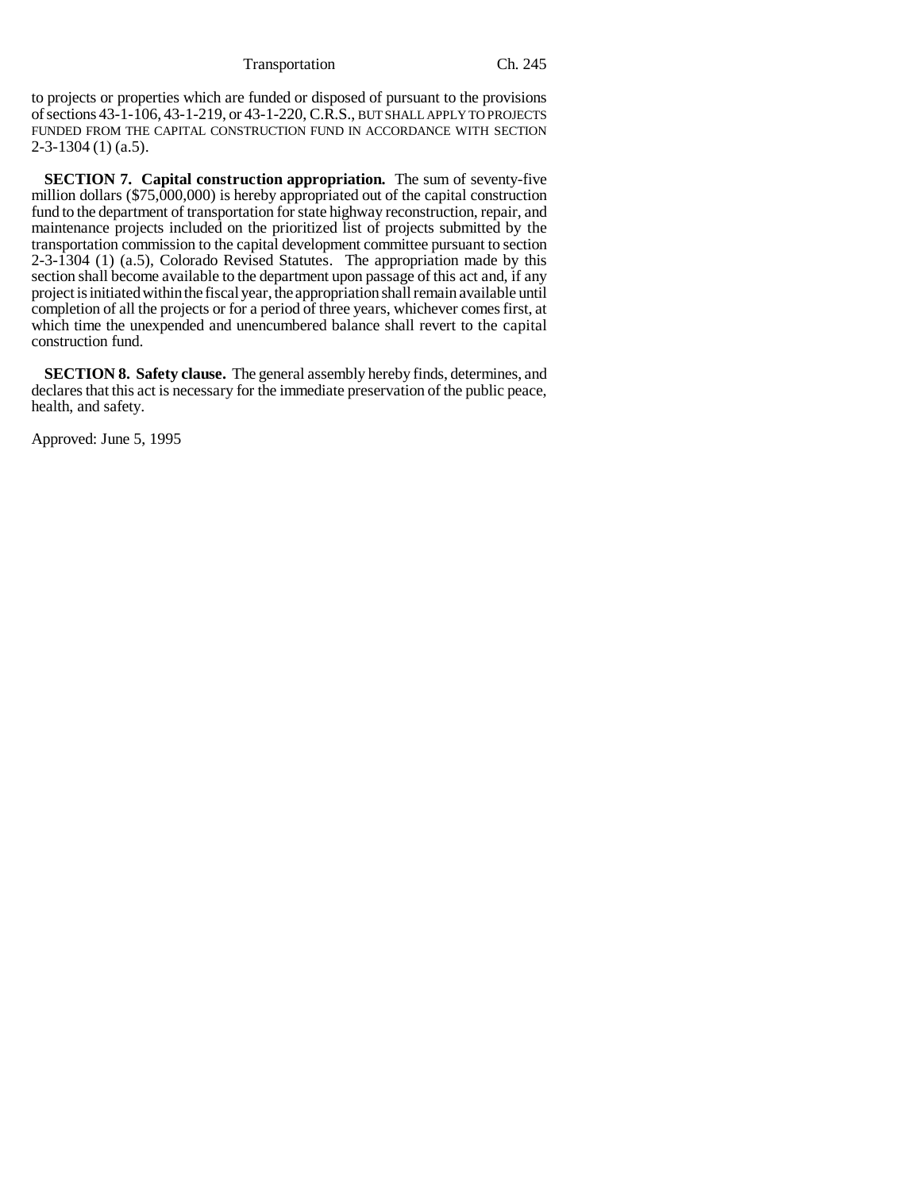to projects or properties which are funded or disposed of pursuant to the provisions of sections 43-1-106, 43-1-219, or 43-1-220, C.R.S., BUT SHALL APPLY TO PROJECTS FUNDED FROM THE CAPITAL CONSTRUCTION FUND IN ACCORDANCE WITH SECTION 2-3-1304 (1) (a.5).

**SECTION 7. Capital construction appropriation.** The sum of seventy-five million dollars ($75,000,000) is hereby appropriated out of the capital construction fund to the department of transportation for state highway reconstruction, repair, and maintenance projects included on the prioritized list of projects submitted by the transportation commission to the capital development committee pursuant to section 2-3-1304 (1) (a.5), Colorado Revised Statutes. The appropriation made by this section shall become available to the department upon passage of this act and, if any project is initiated within the fiscal year, the appropriation shall remain available until completion of all the projects or for a period of three years, whichever comes first, at which time the unexpended and unencumbered balance shall revert to the capital construction fund.

**SECTION 8. Safety clause.** The general assembly hereby finds, determines, and declares that this act is necessary for the immediate preservation of the public peace, health, and safety.

Approved: June 5, 1995